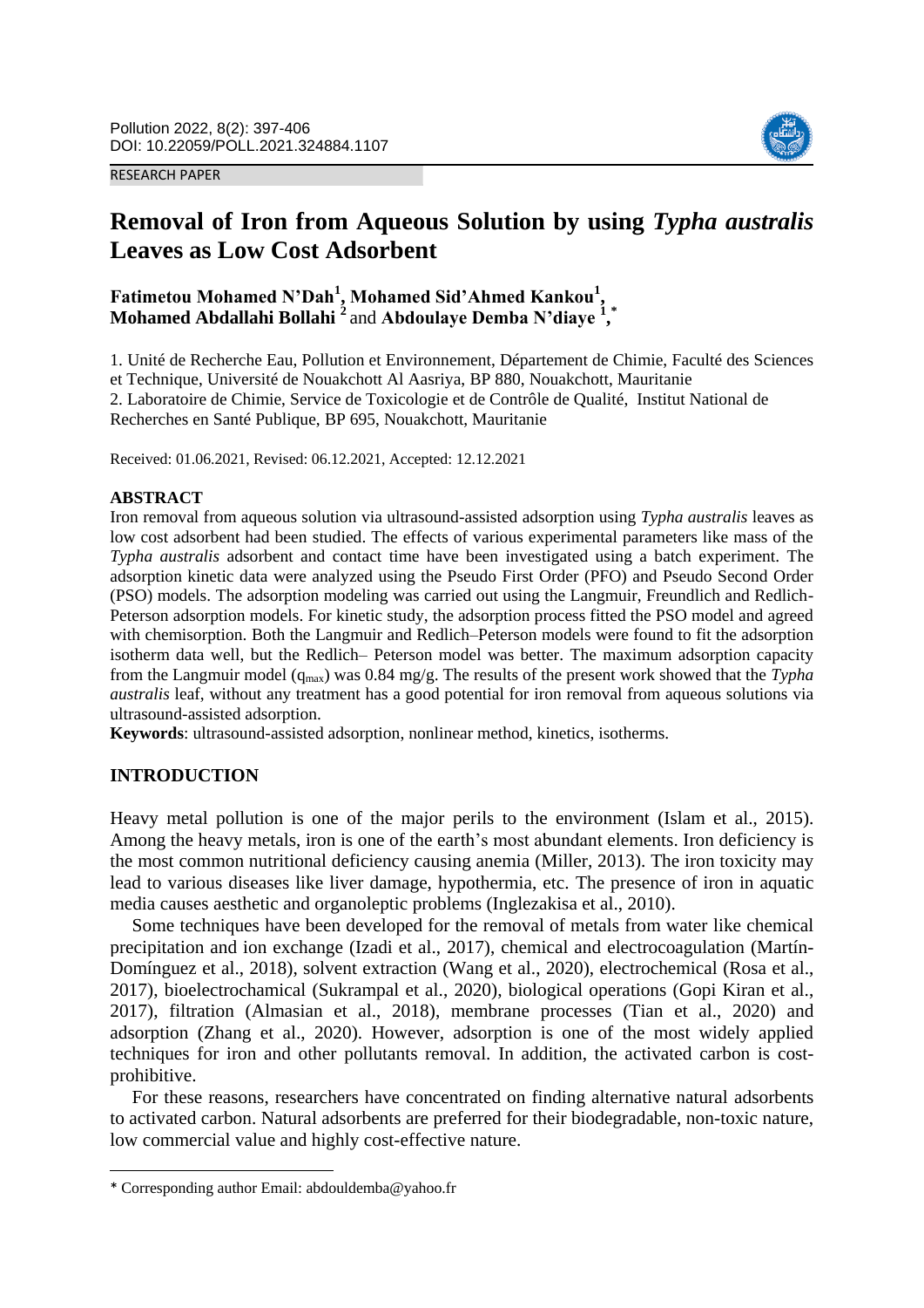RESEARCH PAPER

# Removal of Iron from Aqueous Solution by using *Typha australis* Leaves as Low Cost Adsorbent

**Fatimetou Mohamed N'Dah**[1]**, Mohamed Sid'Ahmed Kankou**[1]**, Mohamed Abdallahi Bollahi** [2] and **Abdoulaye Demba N'diaye** [1,*]

1. Unité de Recherche Eau, Pollution et Environnement, Département de Chimie, Faculté des Sciences et Technique, Université de Nouakchott Al Aasriya, BP 880, Nouakchott, Mauritanie
2. Laboratoire de Chimie, Service de Toxicologie et de Contrôle de Qualité, Institut National de Recherches en Santé Publique, BP 695, Nouakchott, Mauritanie

Received: 01.06.2021, Revised: 06.12.2021, Accepted: 12.12.2021

## ABSTRACT

Iron removal from aqueous solution via ultrasound-assisted adsorption using *Typha australis* leaves as low cost adsorbent had been studied. The effects of various experimental parameters like mass of the *Typha australis* adsorbent and contact time have been investigated using a batch experiment. The adsorption kinetic data were analyzed using the Pseudo First Order (PFO) and Pseudo Second Order (PSO) models. The adsorption modeling was carried out using the Langmuir, Freundlich and Redlich-Peterson adsorption models. For kinetic study, the adsorption process fitted the PSO model and agreed with chemisorption. Both the Langmuir and Redlich–Peterson models were found to fit the adsorption isotherm data well, but the Redlich– Peterson model was better. The maximum adsorption capacity from the Langmuir model ($q_{max}$) was 0.84 mg/g. The results of the present work showed that the *Typha australis* leaf, without any treatment has a good potential for iron removal from aqueous solutions via ultrasound-assisted adsorption.

**Keywords**: ultrasound-assisted adsorption, nonlinear method, kinetics, isotherms.

## INTRODUCTION

Heavy metal pollution is one of the major perils to the environment (Islam et al., 2015). Among the heavy metals, iron is one of the earth's most abundant elements. Iron deficiency is the most common nutritional deficiency causing anemia (Miller, 2013). The iron toxicity may lead to various diseases like liver damage, hypothermia, etc. The presence of iron in aquatic media causes aesthetic and organoleptic problems (Inglezakisa et al., 2010).

Some techniques have been developed for the removal of metals from water like chemical precipitation and ion exchange (Izadi et al., 2017), chemical and electrocoagulation (Martín-Domínguez et al., 2018), solvent extraction (Wang et al., 2020), electrochemical (Rosa et al., 2017), bioelectrochamical (Sukrampal et al., 2020), biological operations (Gopi Kiran et al., 2017), filtration (Almasian et al., 2018), membrane processes (Tian et al., 2020) and adsorption (Zhang et al., 2020). However, adsorption is one of the most widely applied techniques for iron and other pollutants removal. In addition, the activated carbon is cost-prohibitive.

For these reasons, researchers have concentrated on finding alternative natural adsorbents to activated carbon. Natural adsorbents are preferred for their biodegradable, non-toxic nature, low commercial value and highly cost-effective nature.

\* Corresponding author Email: abdouldemba@yahoo.fr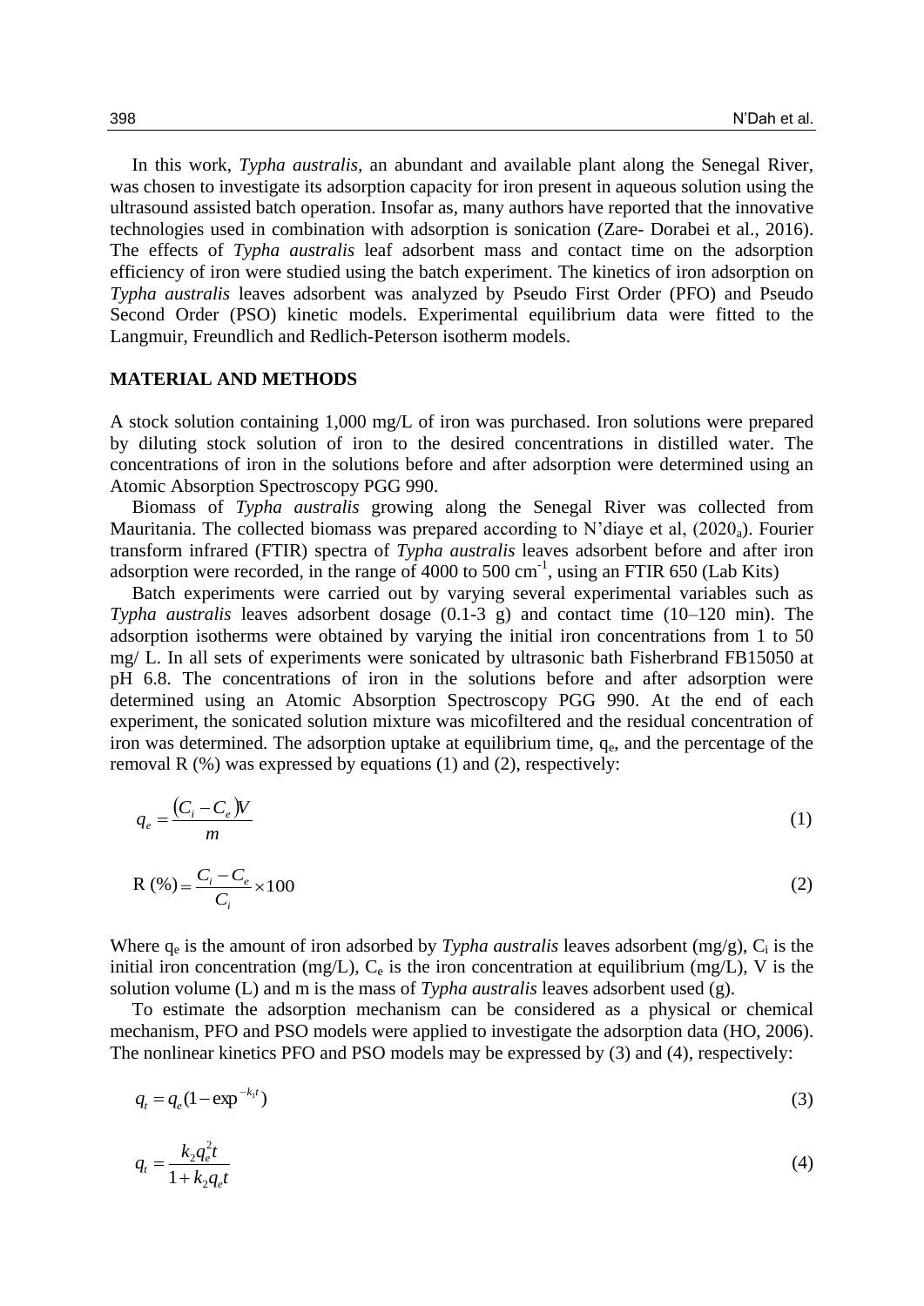In this work, *Typha australis*, an abundant and available plant along the Senegal River, was chosen to investigate its adsorption capacity for iron present in aqueous solution using the ultrasound assisted batch operation. Insofar as, many authors have reported that the innovative technologies used in combination with adsorption is sonication (Zare- Dorabei et al., 2016). The effects of *Typha australis* leaf adsorbent mass and contact time on the adsorption efficiency of iron were studied using the batch experiment. The kinetics of iron adsorption on *Typha australis* leaves adsorbent was analyzed by Pseudo First Order (PFO) and Pseudo Second Order (PSO) kinetic models. Experimental equilibrium data were fitted to the Langmuir, Freundlich and Redlich-Peterson isotherm models.

## MATERIAL AND METHODS

A stock solution containing 1,000 mg/L of iron was purchased. Iron solutions were prepared by diluting stock solution of iron to the desired concentrations in distilled water. The concentrations of iron in the solutions before and after adsorption were determined using an Atomic Absorption Spectroscopy PGG 990.

Biomass of *Typha australis* growing along the Senegal River was collected from Mauritania. The collected biomass was prepared according to N'diaye et al, ($2020_a$). Fourier transform infrared (FTIR) spectra of *Typha australis* leaves adsorbent before and after iron adsorption were recorded, in the range of 4000 to 500 $cm^{-1}$, using an FTIR 650 (Lab Kits)

Batch experiments were carried out by varying several experimental variables such as *Typha australis* leaves adsorbent dosage (0.1-3 g) and contact time (10–120 min). The adsorption isotherms were obtained by varying the initial iron concentrations from 1 to 50 mg/ L. In all sets of experiments were sonicated by ultrasonic bath Fisherbrand FB15050 at pH 6.8. The concentrations of iron in the solutions before and after adsorption were determined using an Atomic Absorption Spectroscopy PGG 990. At the end of each experiment, the sonicated solution mixture was micofiltered and the residual concentration of iron was determined. The adsorption uptake at equilibrium time, $q_e$, and the percentage of the removal R (%) was expressed by equations (1) and (2), respectively:

$$q_e = \frac{(C_i - C_e)V}{m} \tag{1}$$

$$\text{R (\%)} = \frac{C_i - C_e}{C_i} \times 100 \tag{2}$$

Where $q_e$ is the amount of iron adsorbed by *Typha australis* leaves adsorbent (mg/g), $C_i$ is the initial iron concentration (mg/L), $C_e$ is the iron concentration at equilibrium (mg/L), V is the solution volume (L) and m is the mass of *Typha australis* leaves adsorbent used (g).

To estimate the adsorption mechanism can be considered as a physical or chemical mechanism, PFO and PSO models were applied to investigate the adsorption data (HO, 2006). The nonlinear kinetics PFO and PSO models may be expressed by (3) and (4), respectively:

$$q_t = q_e(1 - \exp^{-k_1 t}) \tag{3}$$

$$q_t = \frac{k_2 q_e^2 t}{1 + k_2 q_e t} \tag{4}$$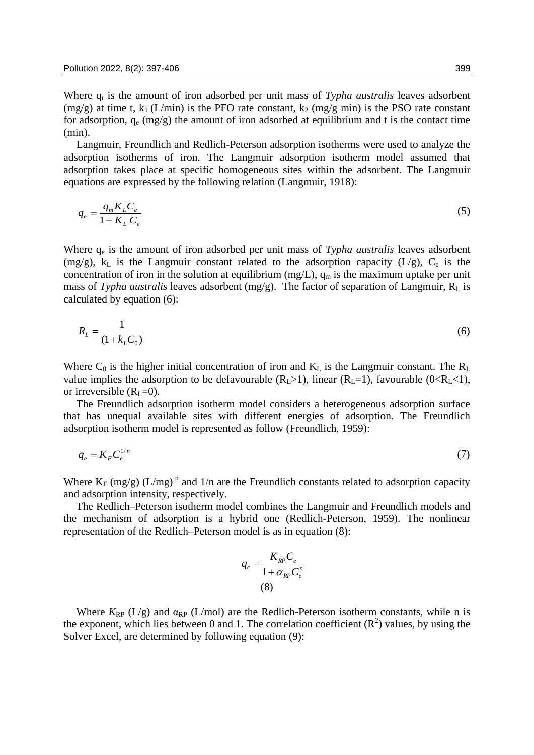Where $q_t$ is the amount of iron adsorbed per unit mass of *Typha australis* leaves adsorbent (mg/g) at time t, $k_1$ (L/min) is the PFO rate constant, $k_2$ (mg/g min) is the PSO rate constant for adsorption, $q_e$ (mg/g) the amount of iron adsorbed at equilibrium and t is the contact time (min).

Langmuir, Freundlich and Redlich-Peterson adsorption isotherms were used to analyze the adsorption isotherms of iron. The Langmuir adsorption isotherm model assumed that adsorption takes place at specific homogeneous sites within the adsorbent. The Langmuir equations are expressed by the following relation (Langmuir, 1918):

$$q_e = \frac{q_m K_L C_e}{1 + K_L \, C_e} \tag{5}$$

Where $q_e$ is the amount of iron adsorbed per unit mass of *Typha australis* leaves adsorbent (mg/g), $k_L$ is the Langmuir constant related to the adsorption capacity (L/g), $C_e$ is the concentration of iron in the solution at equilibrium (mg/L), $q_m$ is the maximum uptake per unit mass of *Typha australis* leaves adsorbent (mg/g). The factor of separation of Langmuir, $R_L$ is calculated by equation (6):

$$R_L = \frac{1}{(1 + k_L C_0)} \tag{6}$$

Where $C_0$ is the higher initial concentration of iron and $K_L$ is the Langmuir constant. The $R_L$ value implies the adsorption to be defavourable ($R_L$>1), linear ($R_L$=1), favourable (0<$R_L$<1), or irreversible ($R_L$=0).

The Freundlich adsorption isotherm model considers a heterogeneous adsorption surface that has unequal available sites with different energies of adsorption. The Freundlich adsorption isotherm model is represented as follow (Freundlich, 1959):

$$q_e = K_F C_e^{1/n} \tag{7}$$

Where $K_F$ (mg/g) $(L/mg)^n$ and 1/n are the Freundlich constants related to adsorption capacity and adsorption intensity, respectively.

The Redlich–Peterson isotherm model combines the Langmuir and Freundlich models and the mechanism of adsorption is a hybrid one (Redlich-Peterson, 1959). The nonlinear representation of the Redlich–Peterson model is as in equation (8):

$$q_e = \frac{K_{RP} C_e}{1 + \alpha_{RP} C_e^n} \tag{8}$$

Where $K_{RP}$ (L/g) and $\alpha_{RP}$ (L/mol) are the Redlich-Peterson isotherm constants, while n is the exponent, which lies between 0 and 1. The correlation coefficient ($R^2$) values, by using the Solver Excel, are determined by following equation (9):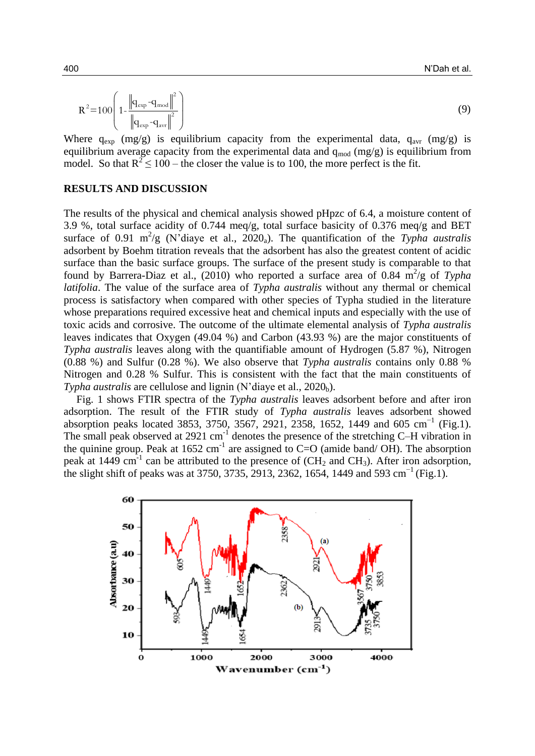$$R^2=100\left(1-\frac{\left\|q_{exp}-q_{mod}\right\|^2}{\left\|q_{exp}-q_{avr}\right\|^2}\right) \tag{9}$$

Where $q_{exp}$ (mg/g) is equilibrium capacity from the experimental data, $q_{avr}$ (mg/g) is equilibrium average capacity from the experimental data and $q_{mod}$ (mg/g) is equilibrium from model. So that $R^2 \leq 100$ – the closer the value is to 100, the more perfect is the fit.

## RESULTS AND DISCUSSION

The results of the physical and chemical analysis showed pHpzc of 6.4, a moisture content of 3.9 %, total surface acidity of 0.744 meq/g, total surface basicity of 0.376 meq/g and BET surface of 0.91 $m^2/g$ (N'diaye et al., $2020_a$). The quantification of the *Typha australis* adsorbent by Boehm titration reveals that the adsorbent has also the greatest content of acidic surface than the basic surface groups. The surface of the present study is comparable to that found by Barrera-Diaz et al., (2010) who reported a surface area of 0.84 $m^2/g$ of *Typha latifolia*. The value of the surface area of *Typha australis* without any thermal or chemical process is satisfactory when compared with other species of Typha studied in the literature whose preparations required excessive heat and chemical inputs and especially with the use of toxic acids and corrosive. The outcome of the ultimate elemental analysis of *Typha australis* leaves indicates that Oxygen (49.04 %) and Carbon (43.93 %) are the major constituents of *Typha australis* leaves along with the quantifiable amount of Hydrogen (5.87 %), Nitrogen (0.88 %) and Sulfur (0.28 %). We also observe that *Typha australis* contains only 0.88 % Nitrogen and 0.28 % Sulfur. This is consistent with the fact that the main constituents of *Typha australis* are cellulose and lignin (N'diaye et al., $2020_b$).

Fig. 1 shows FTIR spectra of the *Typha australis* leaves adsorbent before and after iron adsorption. The result of the FTIR study of *Typha australis* leaves adsorbent showed absorption peaks located 3853, 3750, 3567, 2921, 2358, 1652, 1449 and 605 $cm^{-1}$ (Fig.1). The small peak observed at 2921 $cm^{-1}$ denotes the presence of the stretching C–H vibration in the quinine group. Peak at 1652 $cm^{-1}$ are assigned to C=O (amide band/ OH). The absorption peak at 1449 $cm^{-1}$ can be attributed to the presence of ($CH_2$ and $CH_3$). After iron adsorption, the slight shift of peaks was at 3750, 3735, 2913, 2362, 1654, 1449 and 593 $cm^{-1}$ (Fig.1).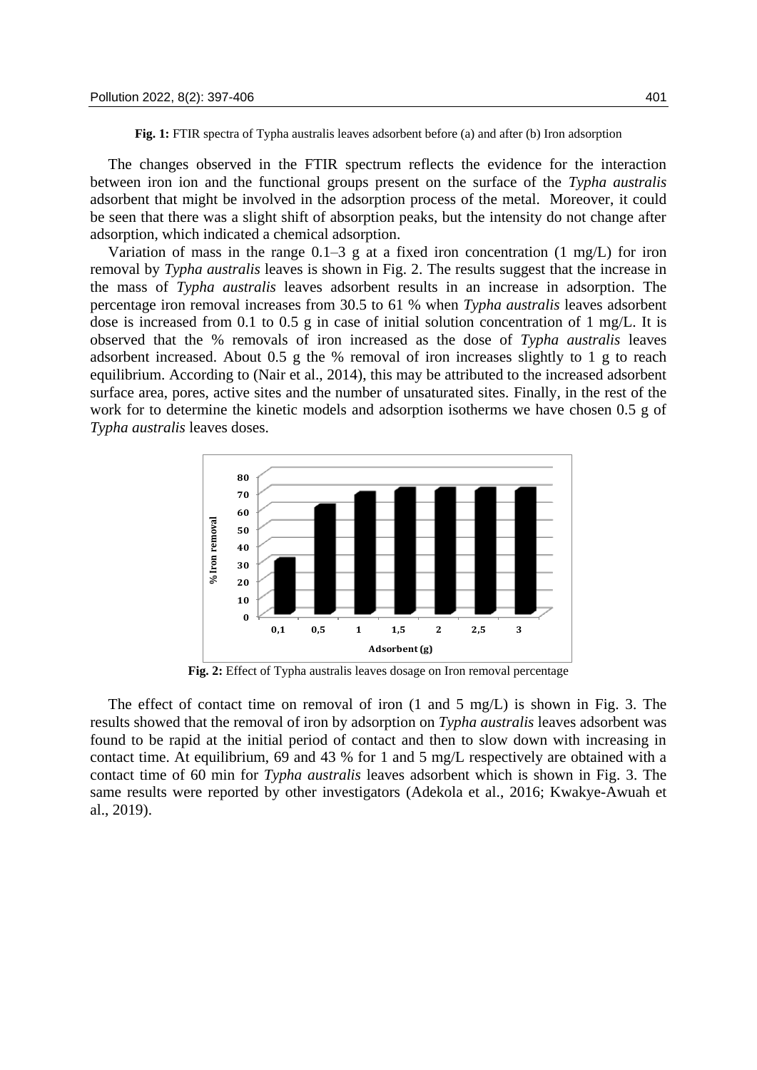**Fig. 1:** FTIR spectra of Typha australis leaves adsorbent before (a) and after (b) Iron adsorption

The changes observed in the FTIR spectrum reflects the evidence for the interaction between iron ion and the functional groups present on the surface of the *Typha australis* adsorbent that might be involved in the adsorption process of the metal. Moreover, it could be seen that there was a slight shift of absorption peaks, but the intensity do not change after adsorption, which indicated a chemical adsorption.

Variation of mass in the range 0.1–3 g at a fixed iron concentration (1 mg/L) for iron removal by *Typha australis* leaves is shown in Fig. 2. The results suggest that the increase in the mass of *Typha australis* leaves adsorbent results in an increase in adsorption. The percentage iron removal increases from 30.5 to 61 % when *Typha australis* leaves adsorbent dose is increased from 0.1 to 0.5 g in case of initial solution concentration of 1 mg/L. It is observed that the % removals of iron increased as the dose of *Typha australis* leaves adsorbent increased. About 0.5 g the % removal of iron increases slightly to 1 g to reach equilibrium. According to (Nair et al., 2014), this may be attributed to the increased adsorbent surface area, pores, active sites and the number of unsaturated sites. Finally, in the rest of the work for to determine the kinetic models and adsorption isotherms we have chosen 0.5 g of *Typha australis* leaves doses.

**Fig. 2:** Effect of Typha australis leaves dosage on Iron removal percentage

The effect of contact time on removal of iron (1 and 5 mg/L) is shown in Fig. 3. The results showed that the removal of iron by adsorption on *Typha australis* leaves adsorbent was found to be rapid at the initial period of contact and then to slow down with increasing in contact time. At equilibrium, 69 and 43 % for 1 and 5 mg/L respectively are obtained with a contact time of 60 min for *Typha australis* leaves adsorbent which is shown in Fig. 3. The same results were reported by other investigators (Adekola et al., 2016; Kwakye-Awuah et al., 2019).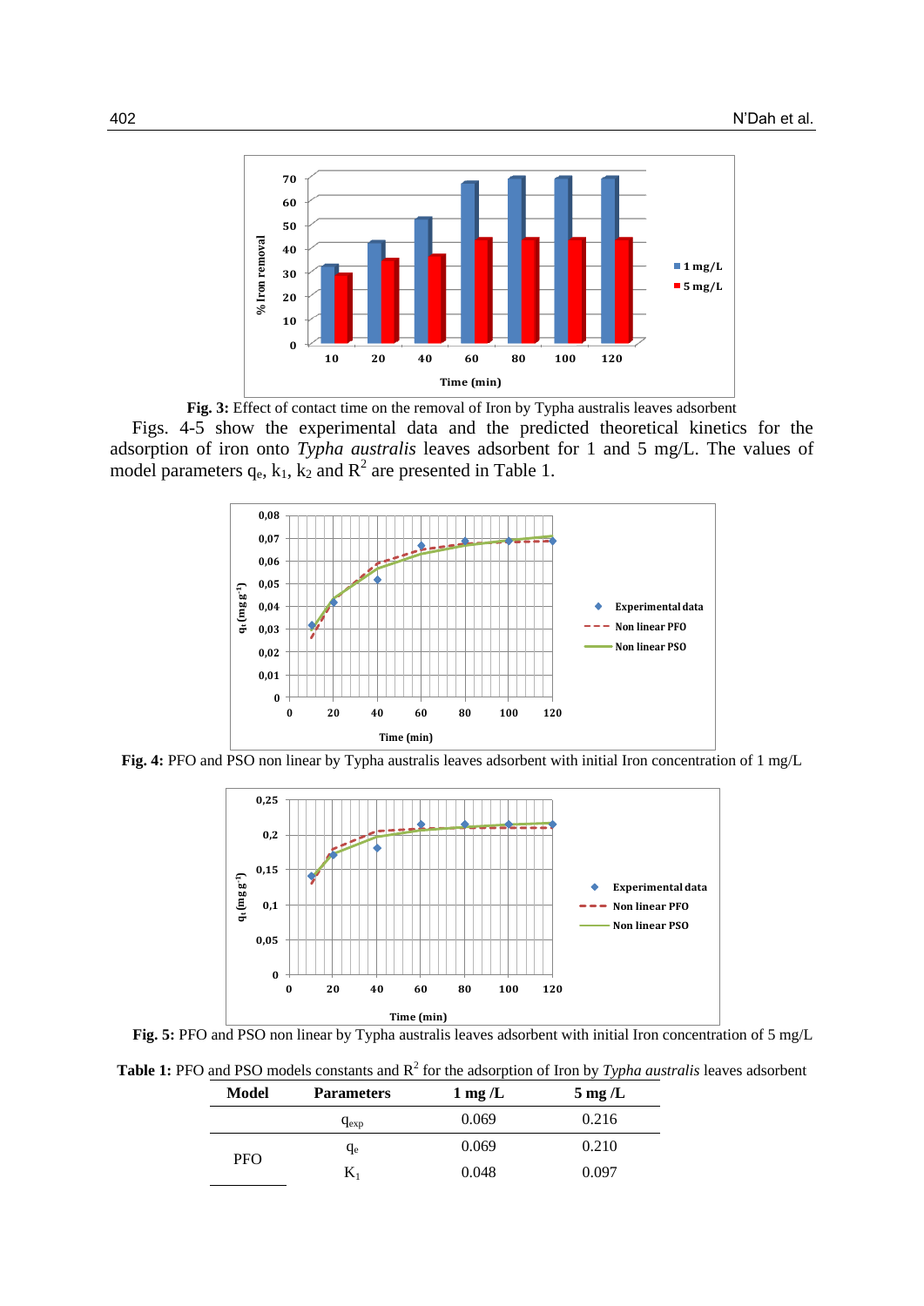**Fig. 3:** Effect of contact time on the removal of Iron by Typha australis leaves adsorbent

Figs. 4-5 show the experimental data and the predicted theoretical kinetics for the adsorption of iron onto *Typha australis* leaves adsorbent for 1 and 5 mg/L. The values of model parameters $q_e$, $k_1$, $k_2$ and $R^2$ are presented in Table 1.

**Fig. 4:** PFO and PSO non linear by Typha australis leaves adsorbent with initial Iron concentration of 1 mg/L

**Fig. 5:** PFO and PSO non linear by Typha australis leaves adsorbent with initial Iron concentration of 5 mg/L

**Table 1:** PFO and PSO models constants and $R^2$ for the adsorption of Iron by *Typha australis* leaves adsorbent

| Model | Parameters | 1 mg /L | 5 mg /L |
|---|---|---|---|
| | $q_{exp}$ | 0.069 | 0.216 |
| PFO | $q_e$ | 0.069 | 0.210 |
| | $K_1$ | 0.048 | 0.097 |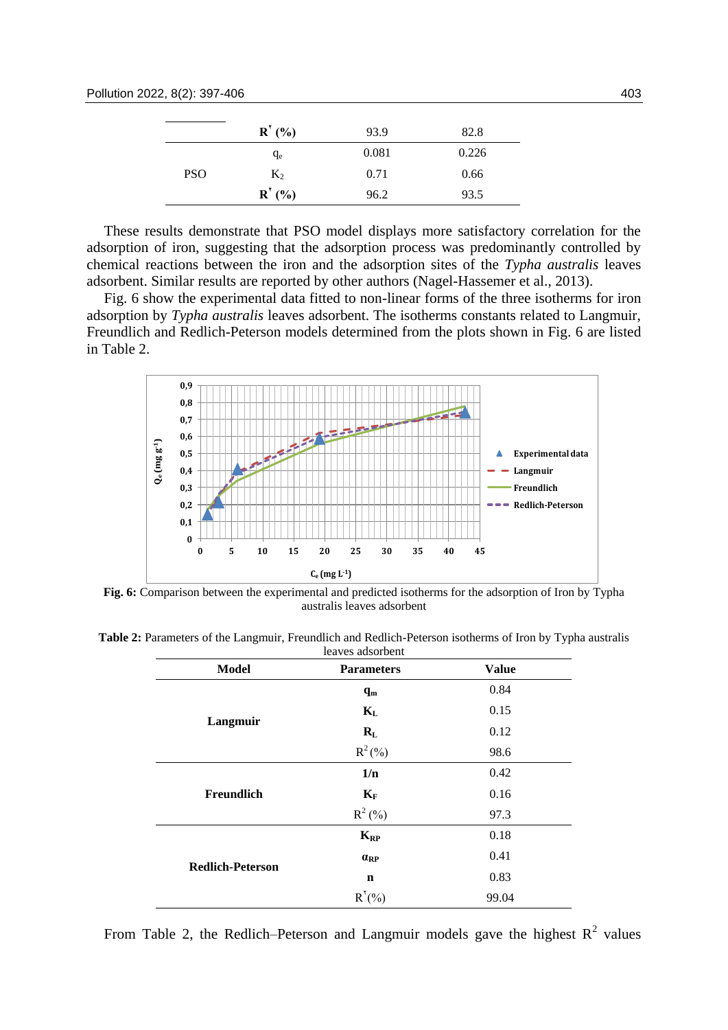|  | $R^2$ (%) | 93.9 | 82.8 |
|---|---|---|---|
| PSO | $q_e$ | 0.081 | 0.226 |
|  | $K_2$ | 0.71 | 0.66 |
|  | $R^2$ (%) | 96.2 | 93.5 |

These results demonstrate that PSO model displays more satisfactory correlation for the adsorption of iron, suggesting that the adsorption process was predominantly controlled by chemical reactions between the iron and the adsorption sites of the *Typha australis* leaves adsorbent. Similar results are reported by other authors (Nagel-Hassemer et al., 2013).

Fig. 6 show the experimental data fitted to non-linear forms of the three isotherms for iron adsorption by *Typha australis* leaves adsorbent. The isotherms constants related to Langmuir, Freundlich and Redlich-Peterson models determined from the plots shown in Fig. 6 are listed in Table 2.

**Fig. 6:** Comparison between the experimental and predicted isotherms for the adsorption of Iron by Typha australis leaves adsorbent

**Table 2:** Parameters of the Langmuir, Freundlich and Redlich-Peterson isotherms of Iron by Typha australis leaves adsorbent

| Model | Parameters | Value |
|---|---|---|
| Langmuir | $q_m$ | 0.84 |
|  | $K_L$ | 0.15 |
|  | $R_L$ | 0.12 |
|  | $R^2$ (%) | 98.6 |
| Freundlich | 1/n | 0.42 |
|  | $K_F$ | 0.16 |
|  | $R^2$ (%) | 97.3 |
| Redlich-Peterson | $K_{RP}$ | 0.18 |
|  | $\alpha_{RP}$ | 0.41 |
|  | n | 0.83 |
|  | $R^2$ (%) | 99.04 |

From Table 2, the Redlich–Peterson and Langmuir models gave the highest $R^2$ values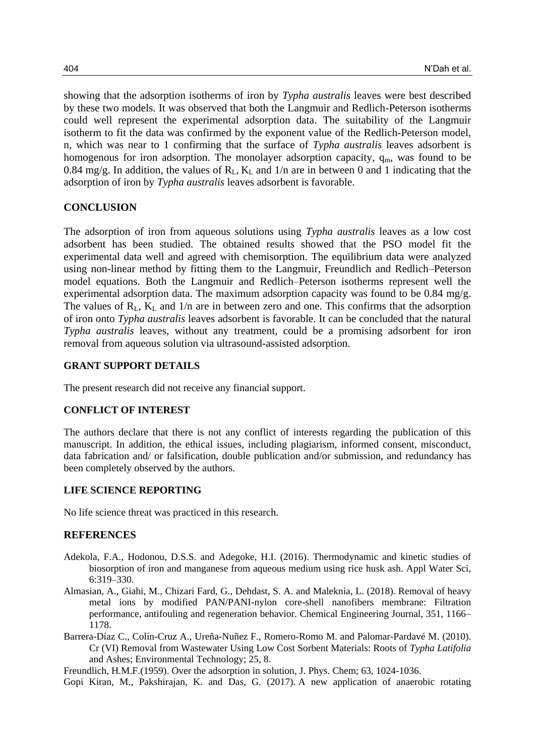showing that the adsorption isotherms of iron by *Typha australis* leaves were best described by these two models. It was observed that both the Langmuir and Redlich-Peterson isotherms could well represent the experimental adsorption data. The suitability of the Langmuir isotherm to fit the data was confirmed by the exponent value of the Redlich-Peterson model, n, which was near to 1 confirming that the surface of *Typha australis* leaves adsorbent is homogenous for iron adsorption. The monolayer adsorption capacity, $q_m$, was found to be 0.84 mg/g. In addition, the values of $R_L$, $K_L$ and 1/n are in between 0 and 1 indicating that the adsorption of iron by *Typha australis* leaves adsorbent is favorable.

## CONCLUSION

The adsorption of iron from aqueous solutions using *Typha australis* leaves as a low cost adsorbent has been studied. The obtained results showed that the PSO model fit the experimental data well and agreed with chemisorption. The equilibrium data were analyzed using non-linear method by fitting them to the Langmuir, Freundlich and Redlich–Peterson model equations. Both the Langmuir and Redlich–Peterson isotherms represent well the experimental adsorption data. The maximum adsorption capacity was found to be 0.84 mg/g. The values of $R_L$, $K_L$ and 1/n are in between zero and one. This confirms that the adsorption of iron onto *Typha australis* leaves adsorbent is favorable. It can be concluded that the natural *Typha australis* leaves, without any treatment, could be a promising adsorbent for iron removal from aqueous solution via ultrasound-assisted adsorption.

## GRANT SUPPORT DETAILS

The present research did not receive any financial support.

## CONFLICT OF INTEREST

The authors declare that there is not any conflict of interests regarding the publication of this manuscript. In addition, the ethical issues, including plagiarism, informed consent, misconduct, data fabrication and/ or falsification, double publication and/or submission, and redundancy has been completely observed by the authors.

## LIFE SCIENCE REPORTING

No life science threat was practiced in this research.

## REFERENCES

Adekola, F.A., Hodonou, D.S.S. and Adegoke, H.I. (2016). Thermodynamic and kinetic studies of biosorption of iron and manganese from aqueous medium using rice husk ash. Appl Water Sci, 6:319–330.

Almasian, A., Giahi, M., Chizari Fard, G., Dehdast, S. A. and Maleknia, L. (2018). Removal of heavy metal ions by modified PAN/PANI-nylon core-shell nanofibers membrane: Filtration performance, antifouling and regeneration behavior. Chemical Engineering Journal, 351, 1166–1178.

Barrera-Díaz C., Colín-Cruz A., Ureña-Nuñez F., Romero-Romo M. and Palomar-Pardavé M. (2010). Cr (VI) Removal from Wastewater Using Low Cost Sorbent Materials: Roots of *Typha Latifolia* and Ashes; Environmental Technology; 25, 8.

Freundlich, H.M.F.(1959). Over the adsorption in solution, J. Phys. Chem; 63, 1024-1036.

Gopi Kiran, M., Pakshirajan, K. and Das, G. (2017). A new application of anaerobic rotating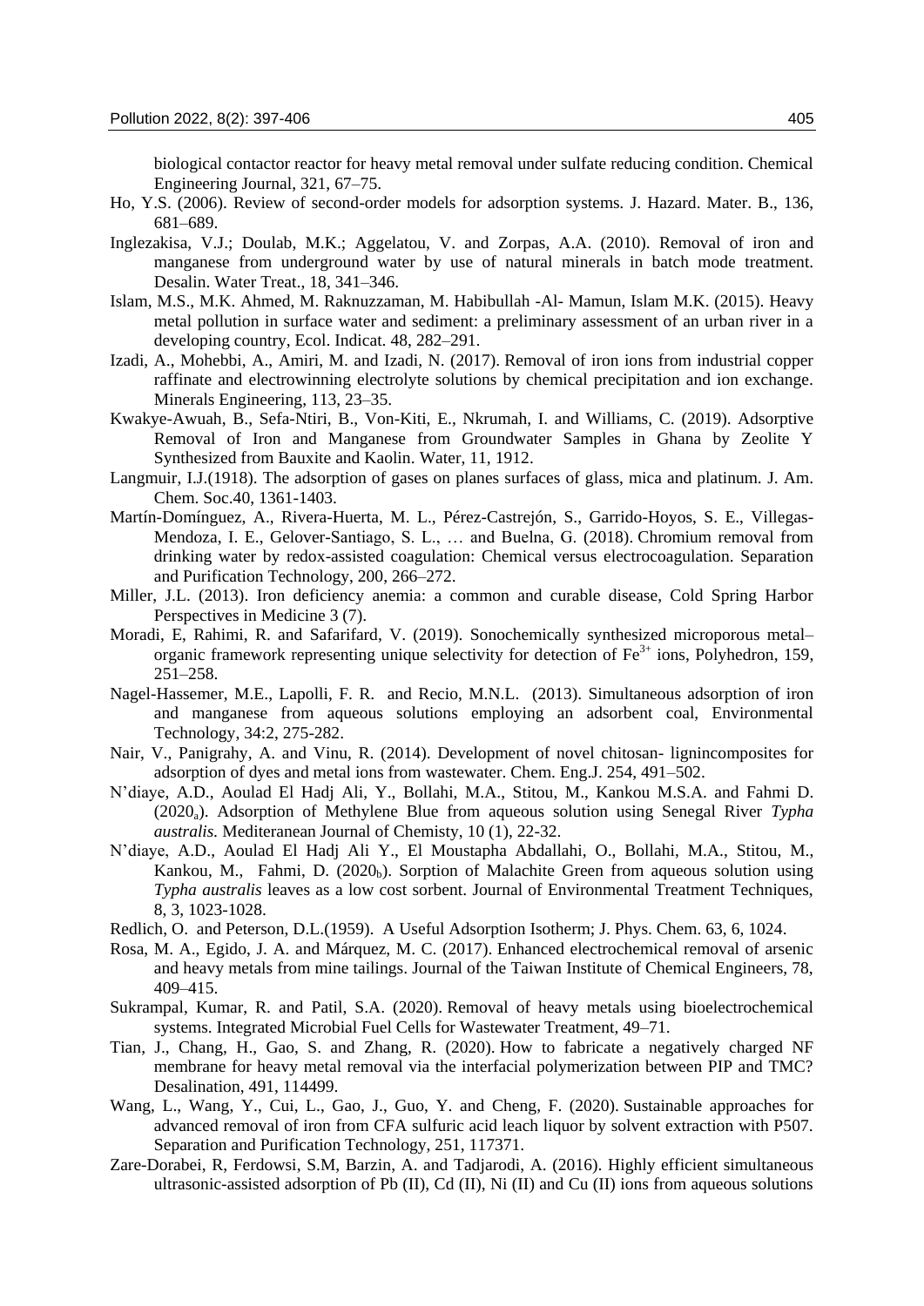biological contactor reactor for heavy metal removal under sulfate reducing condition. Chemical Engineering Journal, 321, 67–75.

Ho, Y.S. (2006). Review of second-order models for adsorption systems. J. Hazard. Mater. B., 136, 681–689.

Inglezakisa, V.J.; Doulab, M.K.; Aggelatou, V. and Zorpas, A.A. (2010). Removal of iron and manganese from underground water by use of natural minerals in batch mode treatment. Desalin. Water Treat., 18, 341–346.

Islam, M.S., M.K. Ahmed, M. Raknuzzaman, M. Habibullah -Al- Mamun, Islam M.K. (2015). Heavy metal pollution in surface water and sediment: a preliminary assessment of an urban river in a developing country, Ecol. Indicat. 48, 282–291.

Izadi, A., Mohebbi, A., Amiri, M. and Izadi, N. (2017). Removal of iron ions from industrial copper raffinate and electrowinning electrolyte solutions by chemical precipitation and ion exchange. Minerals Engineering, 113, 23–35.

Kwakye-Awuah, B., Sefa-Ntiri, B., Von-Kiti, E., Nkrumah, I. and Williams, C. (2019). Adsorptive Removal of Iron and Manganese from Groundwater Samples in Ghana by Zeolite Y Synthesized from Bauxite and Kaolin. Water, 11, 1912.

Langmuir, I.J.(1918). The adsorption of gases on planes surfaces of glass, mica and platinum. J. Am. Chem. Soc.40, 1361-1403.

Martín-Domínguez, A., Rivera-Huerta, M. L., Pérez-Castrejón, S., Garrido-Hoyos, S. E., Villegas-Mendoza, I. E., Gelover-Santiago, S. L., … and Buelna, G. (2018). Chromium removal from drinking water by redox-assisted coagulation: Chemical versus electrocoagulation. Separation and Purification Technology, 200, 266–272.

Miller, J.L. (2013). Iron deficiency anemia: a common and curable disease, Cold Spring Harbor Perspectives in Medicine 3 (7).

Moradi, E, Rahimi, R. and Safarifard, V. (2019). Sonochemically synthesized microporous metal–organic framework representing unique selectivity for detection of $Fe^{3+}$ ions, Polyhedron, 159, 251–258.

Nagel-Hassemer, M.E., Lapolli, F. R. and Recio, M.N.L. (2013). Simultaneous adsorption of iron and manganese from aqueous solutions employing an adsorbent coal, Environmental Technology, 34:2, 275-282.

Nair, V., Panigrahy, A. and Vinu, R. (2014). Development of novel chitosan- lignincomposites for adsorption of dyes and metal ions from wastewater. Chem. Eng.J. 254, 491–502.

N'diaye, A.D., Aoulad El Hadj Ali, Y., Bollahi, M.A., Stitou, M., Kankou M.S.A. and Fahmi D. ($2020_a$). Adsorption of Methylene Blue from aqueous solution using Senegal River *Typha australis*. Mediteranean Journal of Chemisty, 10 (1), 22-32.

N'diaye, A.D., Aoulad El Hadj Ali Y., El Moustapha Abdallahi, O., Bollahi, M.A., Stitou, M., Kankou, M., Fahmi, D. ($2020_b$). Sorption of Malachite Green from aqueous solution using *Typha australis* leaves as a low cost sorbent. Journal of Environmental Treatment Techniques, 8, 3, 1023-1028.

Redlich, O. and Peterson, D.L.(1959). A Useful Adsorption Isotherm; J. Phys. Chem. 63, 6, 1024.

Rosa, M. A., Egido, J. A. and Márquez, M. C. (2017). Enhanced electrochemical removal of arsenic and heavy metals from mine tailings. Journal of the Taiwan Institute of Chemical Engineers, 78, 409–415.

Sukrampal, Kumar, R. and Patil, S.A. (2020). Removal of heavy metals using bioelectrochemical systems. Integrated Microbial Fuel Cells for Wastewater Treatment, 49–71.

Tian, J., Chang, H., Gao, S. and Zhang, R. (2020). How to fabricate a negatively charged NF membrane for heavy metal removal via the interfacial polymerization between PIP and TMC? Desalination, 491, 114499.

Wang, L., Wang, Y., Cui, L., Gao, J., Guo, Y. and Cheng, F. (2020). Sustainable approaches for advanced removal of iron from CFA sulfuric acid leach liquor by solvent extraction with P507. Separation and Purification Technology, 251, 117371.

Zare-Dorabei, R, Ferdowsi, S.M, Barzin, A. and Tadjarodi, A. (2016). Highly efficient simultaneous ultrasonic-assisted adsorption of Pb (II), Cd (II), Ni (II) and Cu (II) ions from aqueous solutions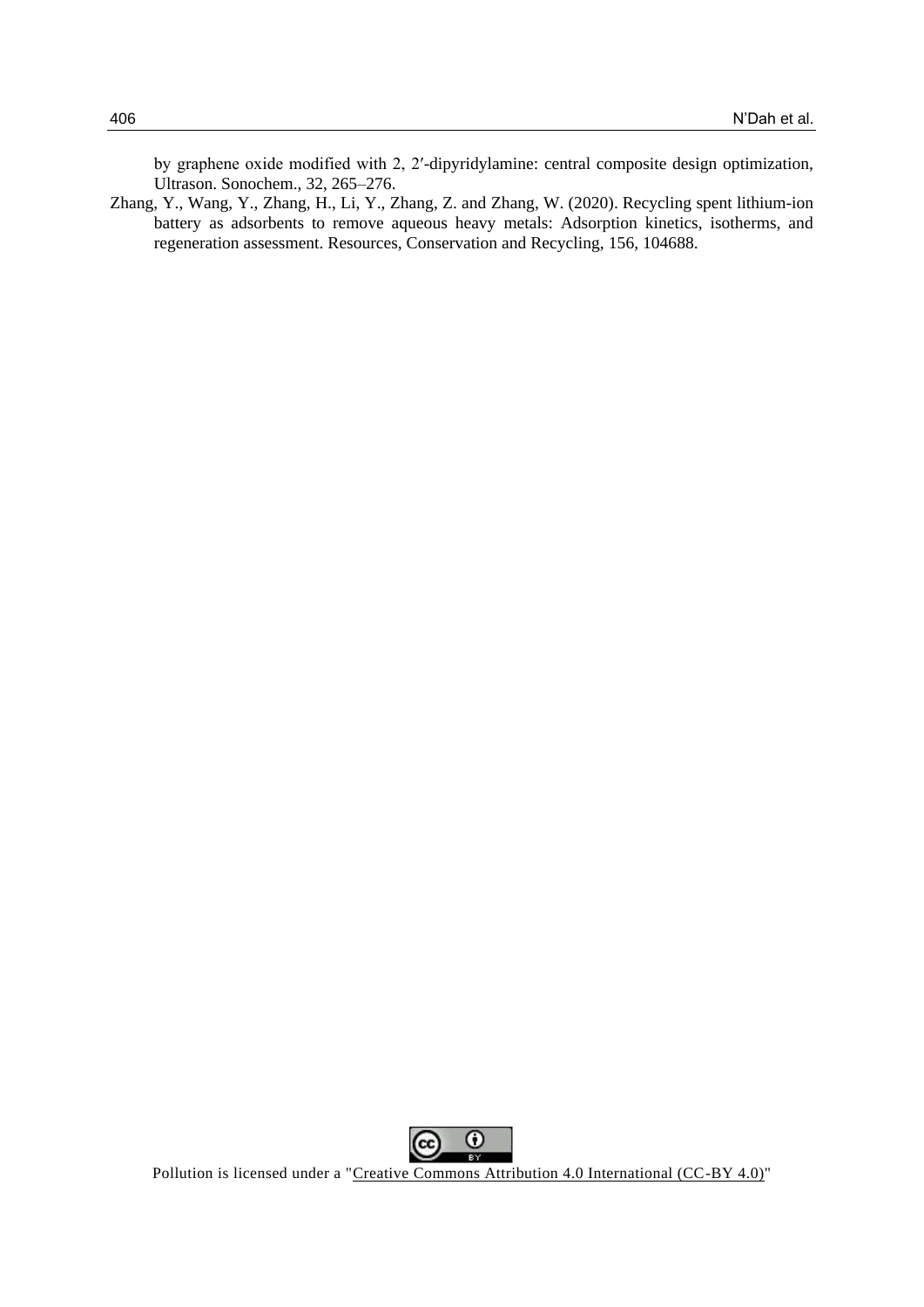by graphene oxide modified with 2, 2′-dipyridylamine: central composite design optimization, Ultrason. Sonochem., 32, 265–276.

Zhang, Y., Wang, Y., Zhang, H., Li, Y., Zhang, Z. and Zhang, W. (2020). Recycling spent lithium-ion battery as adsorbents to remove aqueous heavy metals: Adsorption kinetics, isotherms, and regeneration assessment. Resources, Conservation and Recycling, 156, 104688.

Pollution is licensed under a "Creative Commons Attribution 4.0 International (CC-BY 4.0)"